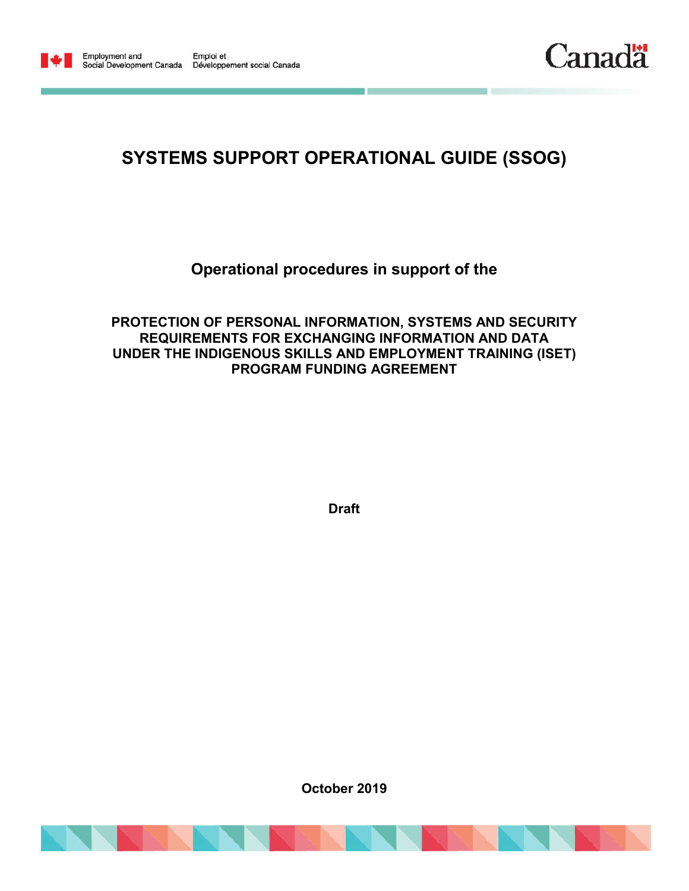Employment and Social Development Canada    Emploi et Développement social Canada

Canada

# SYSTEMS SUPPORT OPERATIONAL GUIDE (SSOG)

## Operational procedures in support of the

## PROTECTION OF PERSONAL INFORMATION, SYSTEMS AND SECURITY REQUIREMENTS FOR EXCHANGING INFORMATION AND DATA UNDER THE INDIGENOUS SKILLS AND EMPLOYMENT TRAINING (ISET) PROGRAM FUNDING AGREEMENT

**Draft**

**October 2019**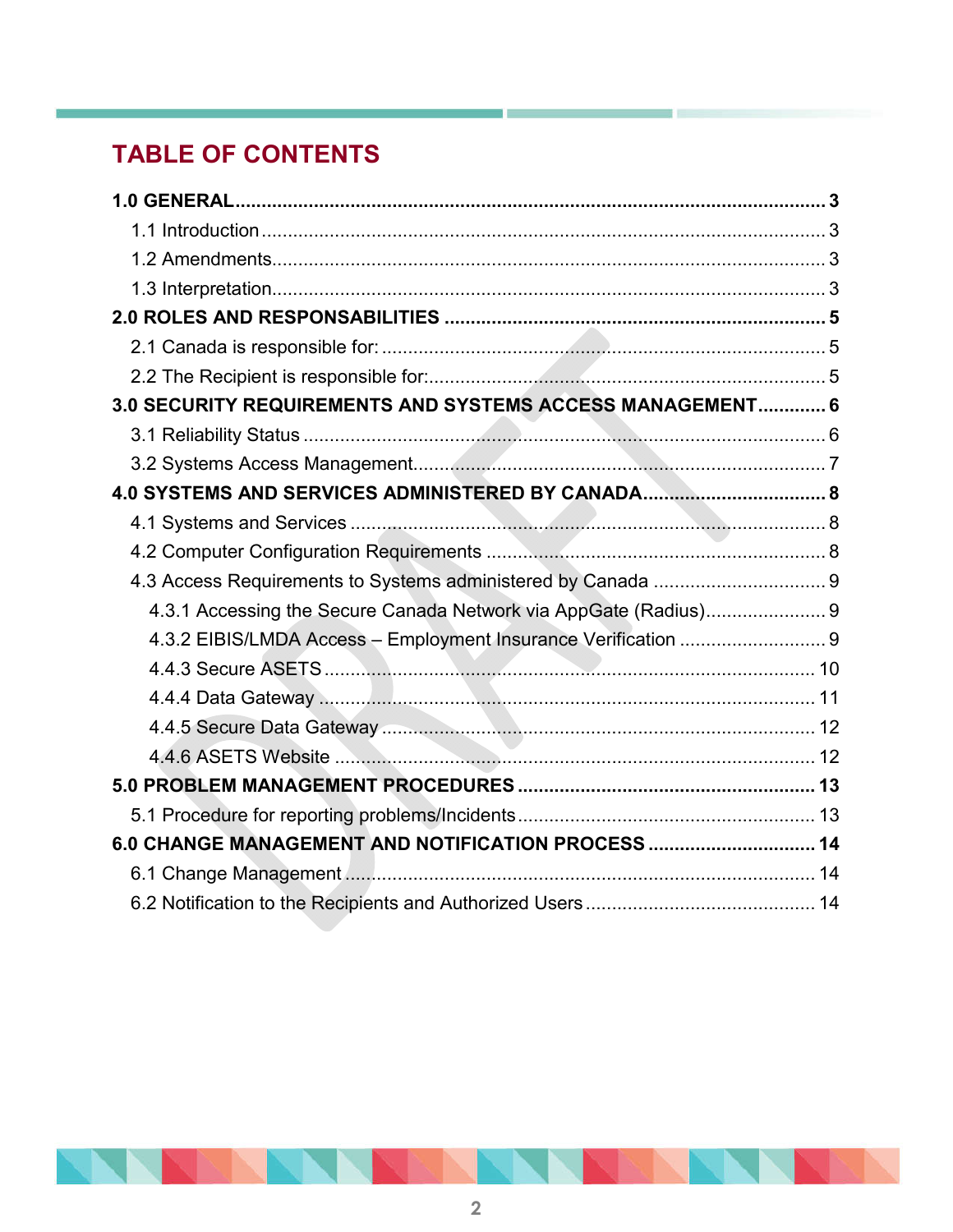# TABLE OF CONTENTS

**1.0 GENERAL** ........................................................................................................ **3**

1.1 Introduction ........................................................................................................ 3

1.2 Amendments........................................................................................................ 3

1.3 Interpretation........................................................................................................ 3

**2.0 ROLES AND RESPONSABILITIES** ........................................................................ **5**

2.1 Canada is responsible for: .................................................................................... 5

2.2 The Recipient is responsible for:............................................................................ 5

**3.0 SECURITY REQUIREMENTS AND SYSTEMS ACCESS MANAGEMENT** ............. **6**

3.1 Reliability Status .................................................................................................. 6

3.2 Systems Access Management.............................................................................. 7

**4.0 SYSTEMS AND SERVICES ADMINISTERED BY CANADA**................................... **8**

4.1 Systems and Services .......................................................................................... 8

4.2 Computer Configuration Requirements ................................................................ 8

4.3 Access Requirements to Systems administered by Canada ................................. 9

4.3.1 Accessing the Secure Canada Network via AppGate (Radius)....................... 9

4.3.2 EIBIS/LMDA Access – Employment Insurance Verification ............................ 9

4.4.3 Secure ASETS ............................................................................................. 10

4.4.4 Data Gateway .............................................................................................. 11

4.4.5 Secure Data Gateway .................................................................................. 12

4.4.6 ASETS Website ........................................................................................... 12

**5.0 PROBLEM MANAGEMENT PROCEDURES** ........................................................ **13**

5.1 Procedure for reporting problems/Incidents........................................................ 13

**6.0 CHANGE MANAGEMENT AND NOTIFICATION PROCESS** ................................ **14**

6.1 Change Management ......................................................................................... 14

6.2 Notification to the Recipients and Authorized Users ........................................... 14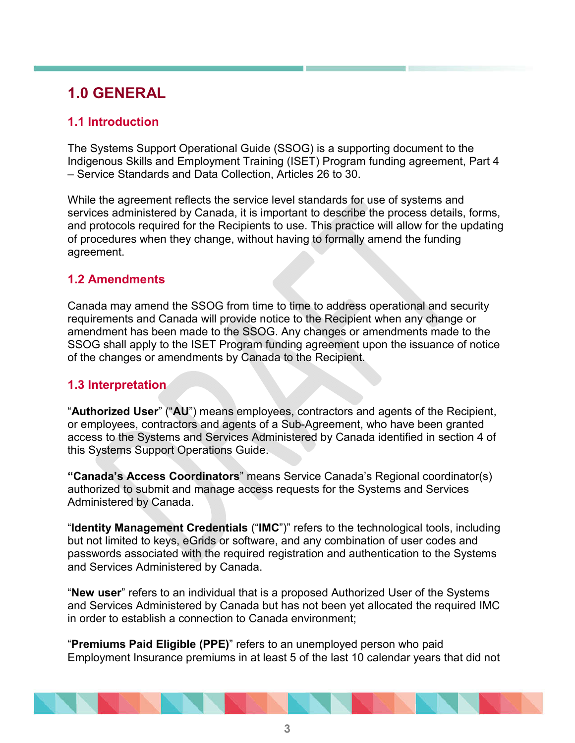# 1.0 GENERAL

## 1.1 Introduction

The Systems Support Operational Guide (SSOG) is a supporting document to the Indigenous Skills and Employment Training (ISET) Program funding agreement, Part 4 – Service Standards and Data Collection, Articles 26 to 30.

While the agreement reflects the service level standards for use of systems and services administered by Canada, it is important to describe the process details, forms, and protocols required for the Recipients to use. This practice will allow for the updating of procedures when they change, without having to formally amend the funding agreement.

## 1.2 Amendments

Canada may amend the SSOG from time to time to address operational and security requirements and Canada will provide notice to the Recipient when any change or amendment has been made to the SSOG. Any changes or amendments made to the SSOG shall apply to the ISET Program funding agreement upon the issuance of notice of the changes or amendments by Canada to the Recipient.

## 1.3 Interpretation

"**Authorized User**" ("**AU**") means employees, contractors and agents of the Recipient, or employees, contractors and agents of a Sub-Agreement, who have been granted access to the Systems and Services Administered by Canada identified in section 4 of this Systems Support Operations Guide.

**"Canada's Access Coordinators**" means Service Canada's Regional coordinator(s) authorized to submit and manage access requests for the Systems and Services Administered by Canada.

"**Identity Management Credentials** ("**IMC**")" refers to the technological tools, including but not limited to keys, eGrids or software, and any combination of user codes and passwords associated with the required registration and authentication to the Systems and Services Administered by Canada.

"**New user**" refers to an individual that is a proposed Authorized User of the Systems and Services Administered by Canada but has not been yet allocated the required IMC in order to establish a connection to Canada environment;

"**Premiums Paid Eligible (PPE)**" refers to an unemployed person who paid Employment Insurance premiums in at least 5 of the last 10 calendar years that did not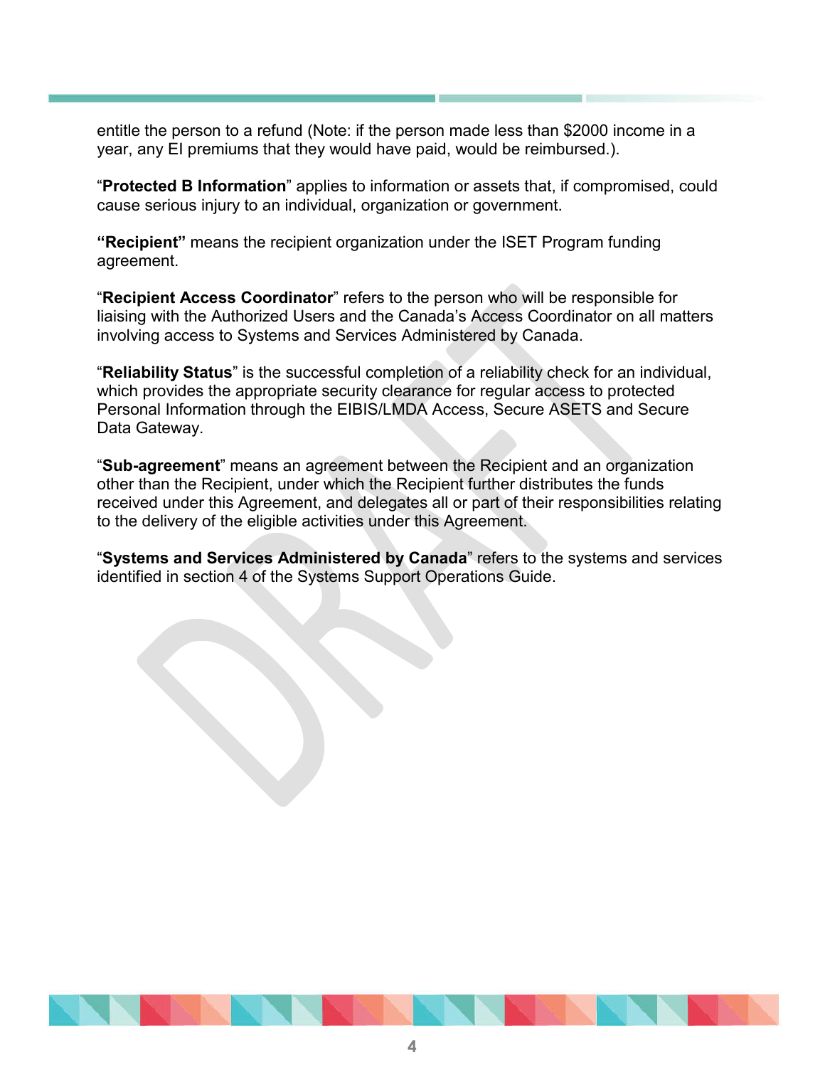entitle the person to a refund (Note: if the person made less than $2000 income in a year, any EI premiums that they would have paid, would be reimbursed.).

"**Protected B Information**" applies to information or assets that, if compromised, could cause serious injury to an individual, organization or government.

**"Recipient"** means the recipient organization under the ISET Program funding agreement.

"**Recipient Access Coordinator**" refers to the person who will be responsible for liaising with the Authorized Users and the Canada's Access Coordinator on all matters involving access to Systems and Services Administered by Canada.

"**Reliability Status**" is the successful completion of a reliability check for an individual, which provides the appropriate security clearance for regular access to protected Personal Information through the EIBIS/LMDA Access, Secure ASETS and Secure Data Gateway.

"**Sub-agreement**" means an agreement between the Recipient and an organization other than the Recipient, under which the Recipient further distributes the funds received under this Agreement, and delegates all or part of their responsibilities relating to the delivery of the eligible activities under this Agreement.

"**Systems and Services Administered by Canada**" refers to the systems and services identified in section 4 of the Systems Support Operations Guide.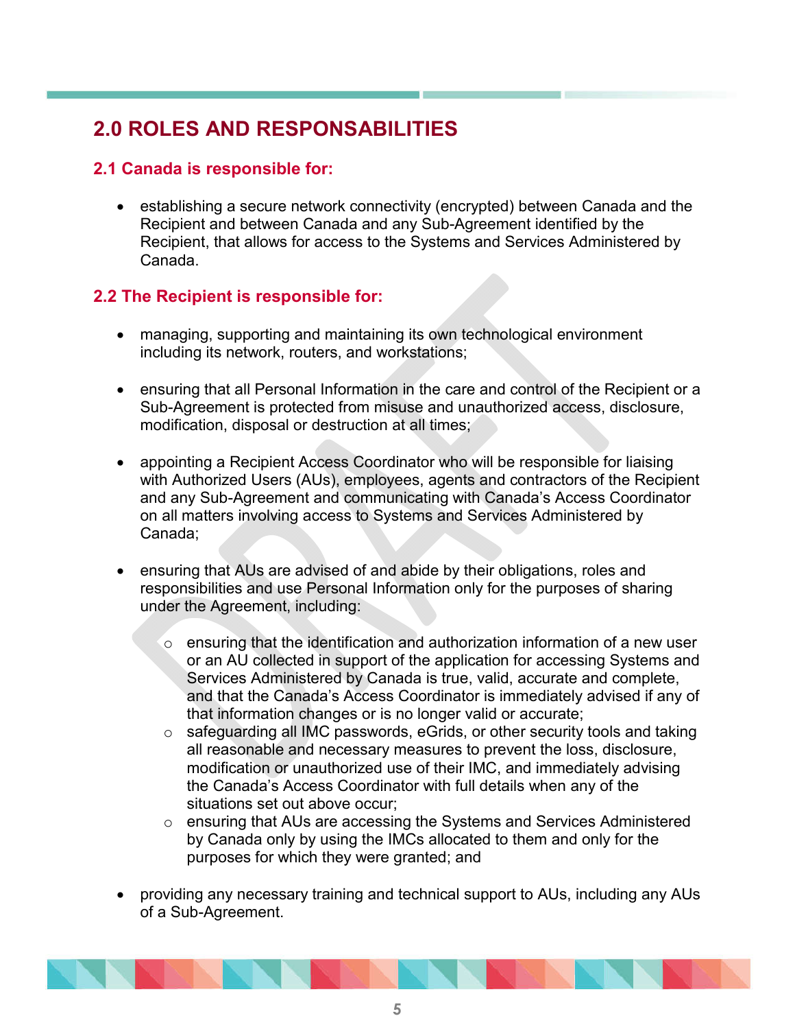## 2.0 ROLES AND RESPONSABILITIES

### 2.1 Canada is responsible for:

- establishing a secure network connectivity (encrypted) between Canada and the Recipient and between Canada and any Sub-Agreement identified by the Recipient, that allows for access to the Systems and Services Administered by Canada.

### 2.2 The Recipient is responsible for:

- managing, supporting and maintaining its own technological environment including its network, routers, and workstations;

- ensuring that all Personal Information in the care and control of the Recipient or a Sub-Agreement is protected from misuse and unauthorized access, disclosure, modification, disposal or destruction at all times;

- appointing a Recipient Access Coordinator who will be responsible for liaising with Authorized Users (AUs), employees, agents and contractors of the Recipient and any Sub-Agreement and communicating with Canada's Access Coordinator on all matters involving access to Systems and Services Administered by Canada;

- ensuring that AUs are advised of and abide by their obligations, roles and responsibilities and use Personal Information only for the purposes of sharing under the Agreement, including:

  - ensuring that the identification and authorization information of a new user or an AU collected in support of the application for accessing Systems and Services Administered by Canada is true, valid, accurate and complete, and that the Canada's Access Coordinator is immediately advised if any of that information changes or is no longer valid or accurate;
  - safeguarding all IMC passwords, eGrids, or other security tools and taking all reasonable and necessary measures to prevent the loss, disclosure, modification or unauthorized use of their IMC, and immediately advising the Canada's Access Coordinator with full details when any of the situations set out above occur;
  - ensuring that AUs are accessing the Systems and Services Administered by Canada only by using the IMCs allocated to them and only for the purposes for which they were granted; and

- providing any necessary training and technical support to AUs, including any AUs of a Sub-Agreement.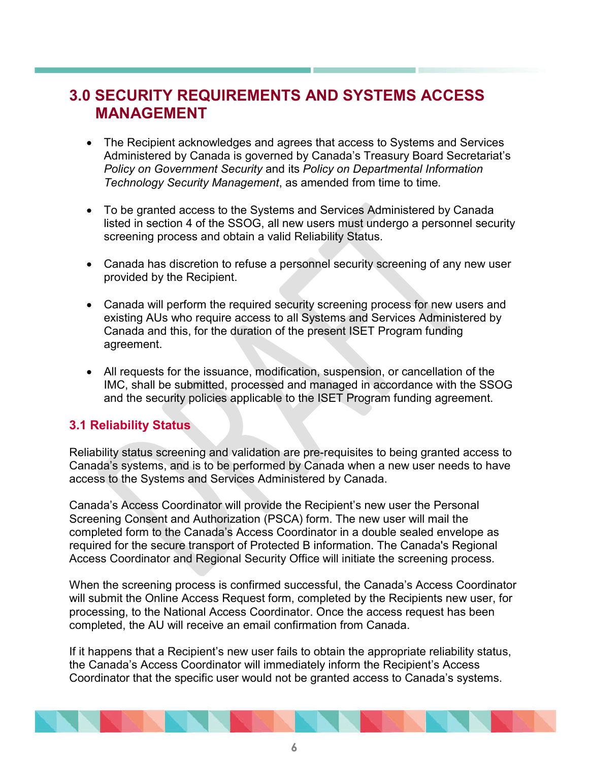# 3.0 SECURITY REQUIREMENTS AND SYSTEMS ACCESS MANAGEMENT

- The Recipient acknowledges and agrees that access to Systems and Services Administered by Canada is governed by Canada's Treasury Board Secretariat's *Policy on Government Security* and its *Policy on Departmental Information Technology Security Management*, as amended from time to time.

- To be granted access to the Systems and Services Administered by Canada listed in section 4 of the SSOG, all new users must undergo a personnel security screening process and obtain a valid Reliability Status.

- Canada has discretion to refuse a personnel security screening of any new user provided by the Recipient.

- Canada will perform the required security screening process for new users and existing AUs who require access to all Systems and Services Administered by Canada and this, for the duration of the present ISET Program funding agreement.

- All requests for the issuance, modification, suspension, or cancellation of the IMC, shall be submitted, processed and managed in accordance with the SSOG and the security policies applicable to the ISET Program funding agreement.

## 3.1 Reliability Status

Reliability status screening and validation are pre-requisites to being granted access to Canada's systems, and is to be performed by Canada when a new user needs to have access to the Systems and Services Administered by Canada.

Canada's Access Coordinator will provide the Recipient's new user the Personal Screening Consent and Authorization (PSCA) form. The new user will mail the completed form to the Canada's Access Coordinator in a double sealed envelope as required for the secure transport of Protected B information. The Canada's Regional Access Coordinator and Regional Security Office will initiate the screening process.

When the screening process is confirmed successful, the Canada's Access Coordinator will submit the Online Access Request form, completed by the Recipients new user, for processing, to the National Access Coordinator. Once the access request has been completed, the AU will receive an email confirmation from Canada.

If it happens that a Recipient's new user fails to obtain the appropriate reliability status, the Canada's Access Coordinator will immediately inform the Recipient's Access Coordinator that the specific user would not be granted access to Canada's systems.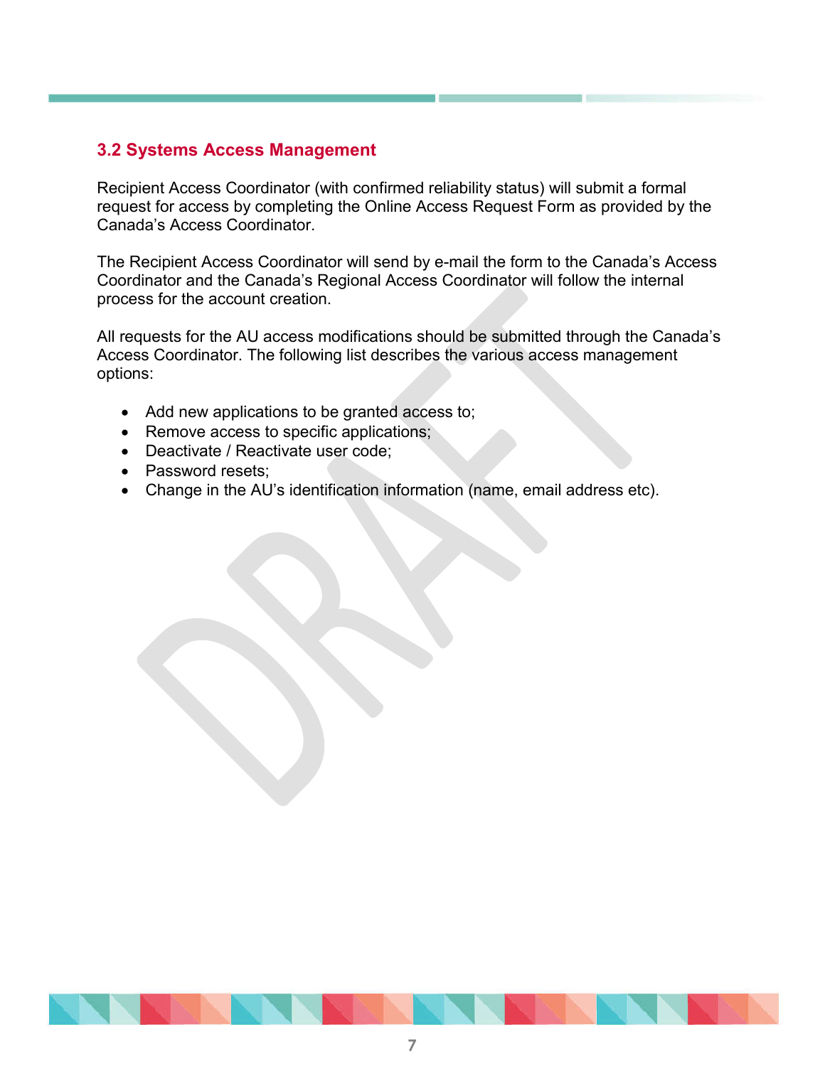### 3.2 Systems Access Management

Recipient Access Coordinator (with confirmed reliability status) will submit a formal request for access by completing the Online Access Request Form as provided by the Canada's Access Coordinator.

The Recipient Access Coordinator will send by e-mail the form to the Canada's Access Coordinator and the Canada's Regional Access Coordinator will follow the internal process for the account creation.

All requests for the AU access modifications should be submitted through the Canada's Access Coordinator. The following list describes the various access management options:

- Add new applications to be granted access to;
- Remove access to specific applications;
- Deactivate / Reactivate user code;
- Password resets;
- Change in the AU's identification information (name, email address etc).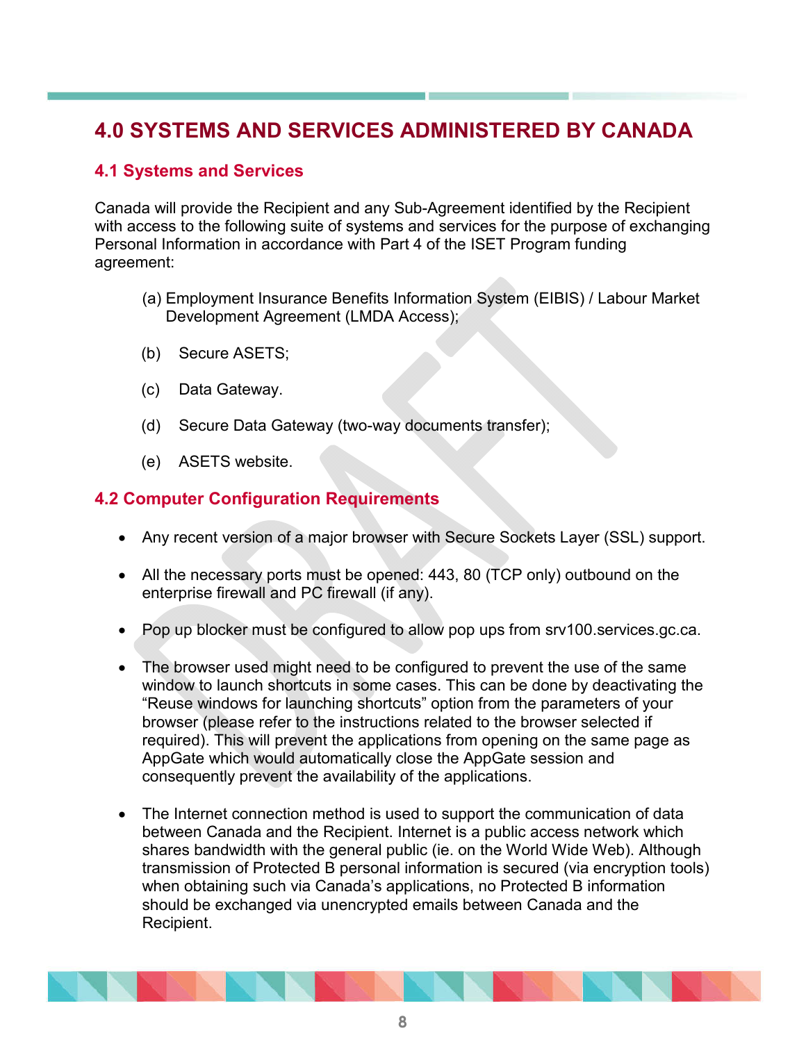# 4.0 SYSTEMS AND SERVICES ADMINISTERED BY CANADA

## 4.1 Systems and Services

Canada will provide the Recipient and any Sub-Agreement identified by the Recipient with access to the following suite of systems and services for the purpose of exchanging Personal Information in accordance with Part 4 of the ISET Program funding agreement:

(a) Employment Insurance Benefits Information System (EIBIS) / Labour Market Development Agreement (LMDA Access);

(b) Secure ASETS;

(c) Data Gateway.

(d) Secure Data Gateway (two-way documents transfer);

(e) ASETS website.

## 4.2 Computer Configuration Requirements

- Any recent version of a major browser with Secure Sockets Layer (SSL) support.
- All the necessary ports must be opened: 443, 80 (TCP only) outbound on the enterprise firewall and PC firewall (if any).
- Pop up blocker must be configured to allow pop ups from srv100.services.gc.ca.
- The browser used might need to be configured to prevent the use of the same window to launch shortcuts in some cases. This can be done by deactivating the "Reuse windows for launching shortcuts" option from the parameters of your browser (please refer to the instructions related to the browser selected if required). This will prevent the applications from opening on the same page as AppGate which would automatically close the AppGate session and consequently prevent the availability of the applications.
- The Internet connection method is used to support the communication of data between Canada and the Recipient. Internet is a public access network which shares bandwidth with the general public (ie. on the World Wide Web). Although transmission of Protected B personal information is secured (via encryption tools) when obtaining such via Canada's applications, no Protected B information should be exchanged via unencrypted emails between Canada and the Recipient.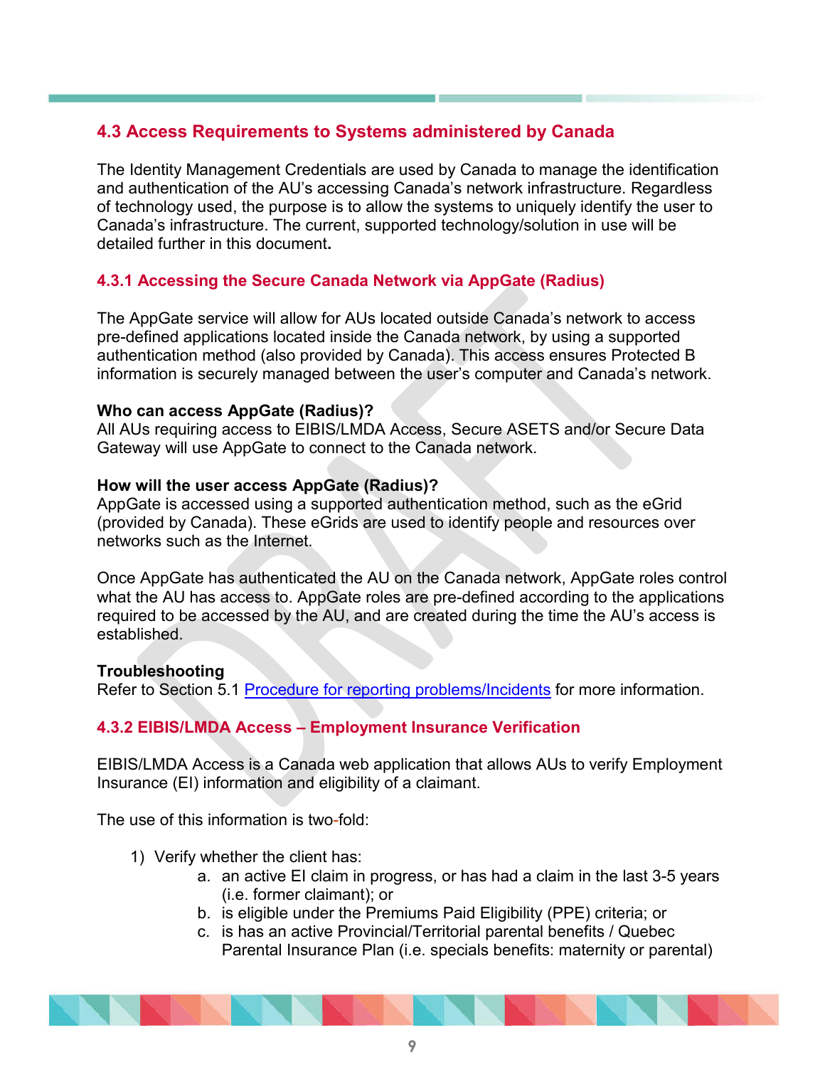## 4.3 Access Requirements to Systems administered by Canada

The Identity Management Credentials are used by Canada to manage the identification and authentication of the AU's accessing Canada's network infrastructure. Regardless of technology used, the purpose is to allow the systems to uniquely identify the user to Canada's infrastructure. The current, supported technology/solution in use will be detailed further in this document.

### 4.3.1 Accessing the Secure Canada Network via AppGate (Radius)

The AppGate service will allow for AUs located outside Canada's network to access pre-defined applications located inside the Canada network, by using a supported authentication method (also provided by Canada). This access ensures Protected B information is securely managed between the user's computer and Canada's network.

**Who can access AppGate (Radius)?**
All AUs requiring access to EIBIS/LMDA Access, Secure ASETS and/or Secure Data Gateway will use AppGate to connect to the Canada network.

**How will the user access AppGate (Radius)?**
AppGate is accessed using a supported authentication method, such as the eGrid (provided by Canada). These eGrids are used to identify people and resources over networks such as the Internet.

Once AppGate has authenticated the AU on the Canada network, AppGate roles control what the AU has access to. AppGate roles are pre-defined according to the applications required to be accessed by the AU, and are created during the time the AU's access is established.

**Troubleshooting**
Refer to Section 5.1 Procedure for reporting problems/Incidents for more information.

### 4.3.2 EIBIS/LMDA Access – Employment Insurance Verification

EIBIS/LMDA Access is a Canada web application that allows AUs to verify Employment Insurance (EI) information and eligibility of a claimant.

The use of this information is two-fold:

1) Verify whether the client has:
   a. an active EI claim in progress, or has had a claim in the last 3-5 years (i.e. former claimant); or
   b. is eligible under the Premiums Paid Eligibility (PPE) criteria; or
   c. is has an active Provincial/Territorial parental benefits / Quebec Parental Insurance Plan (i.e. specials benefits: maternity or parental)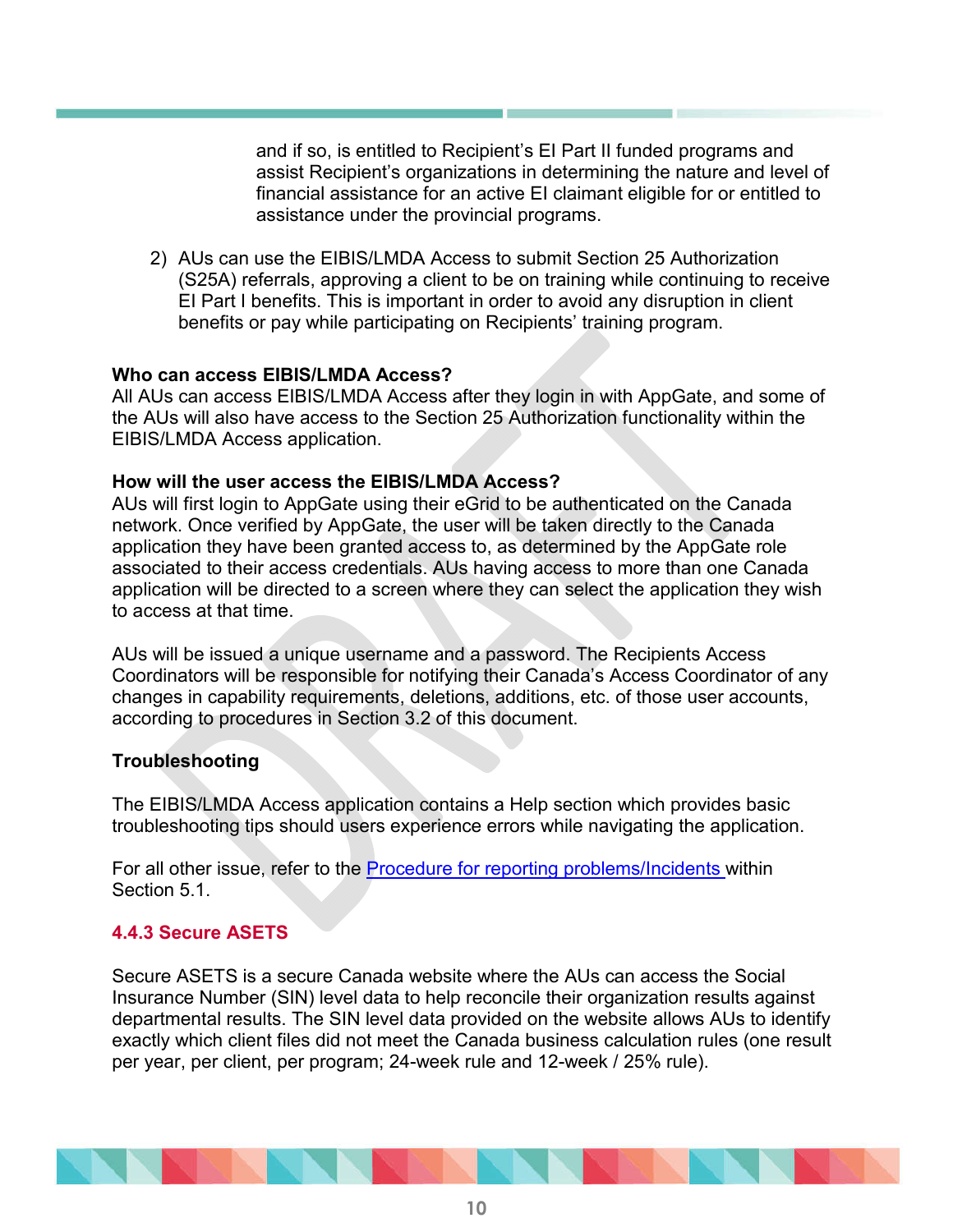and if so, is entitled to Recipient's EI Part II funded programs and assist Recipient's organizations in determining the nature and level of financial assistance for an active EI claimant eligible for or entitled to assistance under the provincial programs.

2) AUs can use the EIBIS/LMDA Access to submit Section 25 Authorization (S25A) referrals, approving a client to be on training while continuing to receive EI Part I benefits. This is important in order to avoid any disruption in client benefits or pay while participating on Recipients' training program.

**Who can access EIBIS/LMDA Access?**

All AUs can access EIBIS/LMDA Access after they login in with AppGate, and some of the AUs will also have access to the Section 25 Authorization functionality within the EIBIS/LMDA Access application.

**How will the user access the EIBIS/LMDA Access?**

AUs will first login to AppGate using their eGrid to be authenticated on the Canada network. Once verified by AppGate, the user will be taken directly to the Canada application they have been granted access to, as determined by the AppGate role associated to their access credentials. AUs having access to more than one Canada application will be directed to a screen where they can select the application they wish to access at that time.

AUs will be issued a unique username and a password. The Recipients Access Coordinators will be responsible for notifying their Canada's Access Coordinator of any changes in capability requirements, deletions, additions, etc. of those user accounts, according to procedures in Section 3.2 of this document.

**Troubleshooting**

The EIBIS/LMDA Access application contains a Help section which provides basic troubleshooting tips should users experience errors while navigating the application.

For all other issue, refer to the Procedure for reporting problems/Incidents within Section 5.1.

### 4.4.3 Secure ASETS

Secure ASETS is a secure Canada website where the AUs can access the Social Insurance Number (SIN) level data to help reconcile their organization results against departmental results. The SIN level data provided on the website allows AUs to identify exactly which client files did not meet the Canada business calculation rules (one result per year, per client, per program; 24-week rule and 12-week / 25% rule).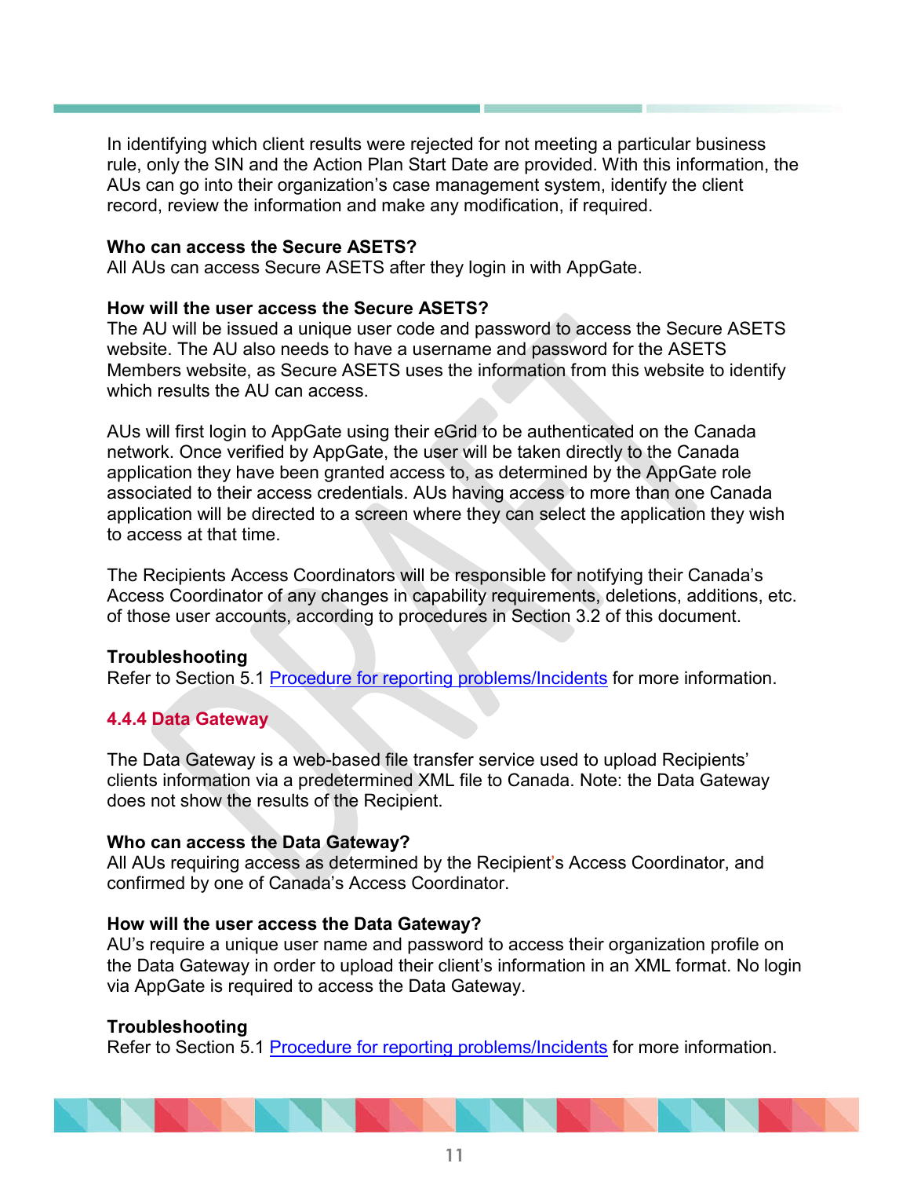In identifying which client results were rejected for not meeting a particular business rule, only the SIN and the Action Plan Start Date are provided. With this information, the AUs can go into their organization's case management system, identify the client record, review the information and make any modification, if required.

**Who can access the Secure ASETS?**
All AUs can access Secure ASETS after they login in with AppGate.

**How will the user access the Secure ASETS?**
The AU will be issued a unique user code and password to access the Secure ASETS website. The AU also needs to have a username and password for the ASETS Members website, as Secure ASETS uses the information from this website to identify which results the AU can access.

AUs will first login to AppGate using their eGrid to be authenticated on the Canada network. Once verified by AppGate, the user will be taken directly to the Canada application they have been granted access to, as determined by the AppGate role associated to their access credentials. AUs having access to more than one Canada application will be directed to a screen where they can select the application they wish to access at that time.

The Recipients Access Coordinators will be responsible for notifying their Canada's Access Coordinator of any changes in capability requirements, deletions, additions, etc. of those user accounts, according to procedures in Section 3.2 of this document.

**Troubleshooting**
Refer to Section 5.1 Procedure for reporting problems/Incidents for more information.

### 4.4.4 Data Gateway

The Data Gateway is a web-based file transfer service used to upload Recipients' clients information via a predetermined XML file to Canada. Note: the Data Gateway does not show the results of the Recipient.

**Who can access the Data Gateway?**
All AUs requiring access as determined by the Recipient's Access Coordinator, and confirmed by one of Canada's Access Coordinator.

**How will the user access the Data Gateway?**
AU's require a unique user name and password to access their organization profile on the Data Gateway in order to upload their client's information in an XML format. No login via AppGate is required to access the Data Gateway.

**Troubleshooting**
Refer to Section 5.1 Procedure for reporting problems/Incidents for more information.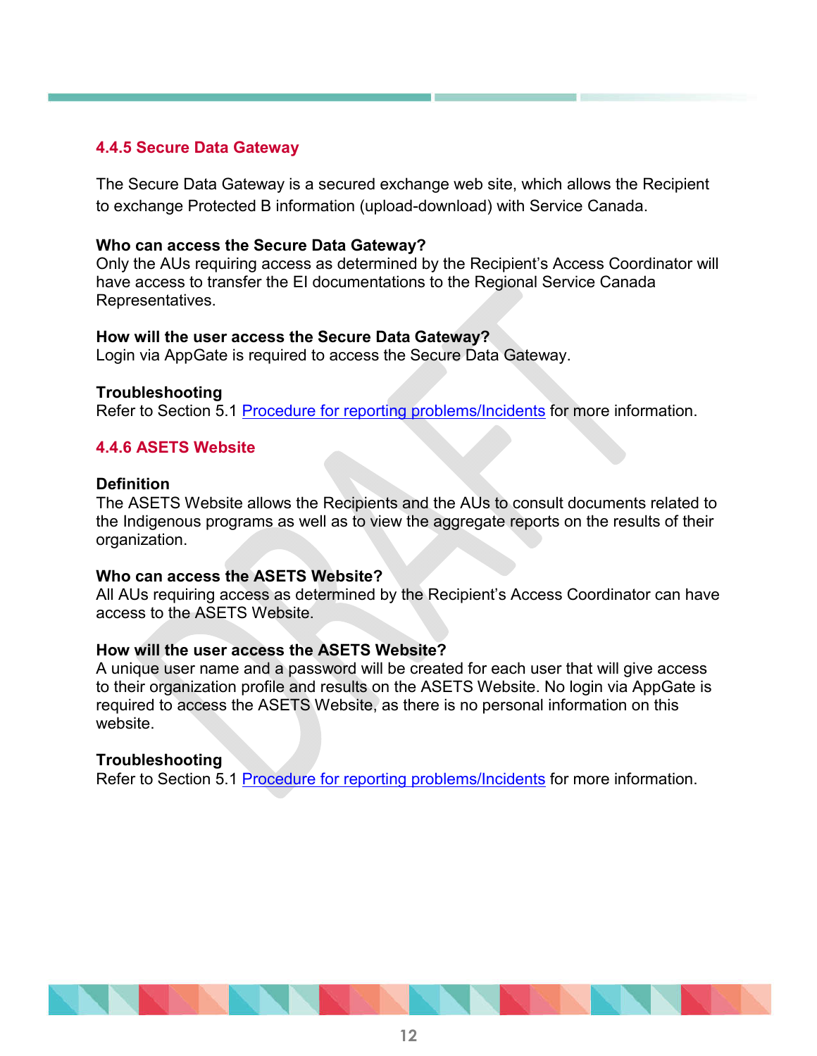### 4.4.5 Secure Data Gateway

The Secure Data Gateway is a secured exchange web site, which allows the Recipient to exchange Protected B information (upload-download) with Service Canada.

**Who can access the Secure Data Gateway?**
Only the AUs requiring access as determined by the Recipient's Access Coordinator will have access to transfer the EI documentations to the Regional Service Canada Representatives.

**How will the user access the Secure Data Gateway?**
Login via AppGate is required to access the Secure Data Gateway.

**Troubleshooting**
Refer to Section 5.1 Procedure for reporting problems/Incidents for more information.

### 4.4.6 ASETS Website

**Definition**
The ASETS Website allows the Recipients and the AUs to consult documents related to the Indigenous programs as well as to view the aggregate reports on the results of their organization.

**Who can access the ASETS Website?**
All AUs requiring access as determined by the Recipient's Access Coordinator can have access to the ASETS Website.

**How will the user access the ASETS Website?**
A unique user name and a password will be created for each user that will give access to their organization profile and results on the ASETS Website. No login via AppGate is required to access the ASETS Website, as there is no personal information on this website.

**Troubleshooting**
Refer to Section 5.1 Procedure for reporting problems/Incidents for more information.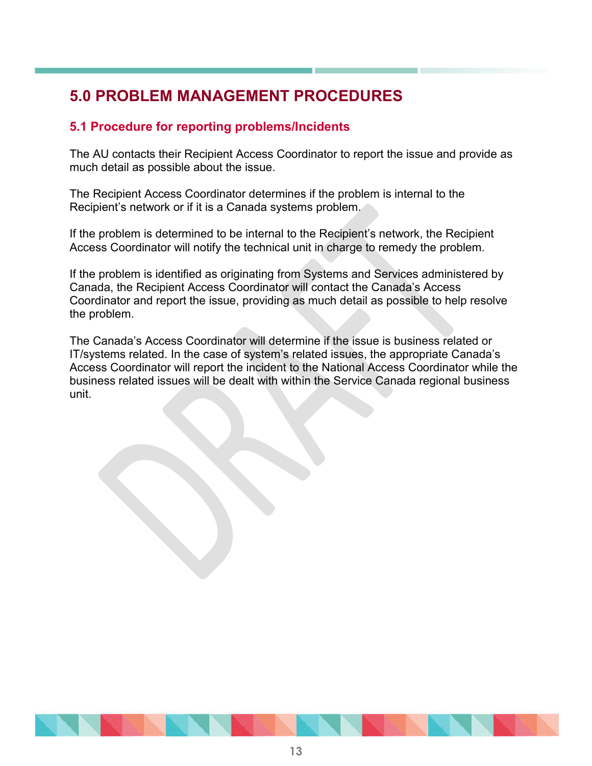# 5.0 PROBLEM MANAGEMENT PROCEDURES

## 5.1 Procedure for reporting problems/Incidents

The AU contacts their Recipient Access Coordinator to report the issue and provide as much detail as possible about the issue.

The Recipient Access Coordinator determines if the problem is internal to the Recipient's network or if it is a Canada systems problem.

If the problem is determined to be internal to the Recipient's network, the Recipient Access Coordinator will notify the technical unit in charge to remedy the problem.

If the problem is identified as originating from Systems and Services administered by Canada, the Recipient Access Coordinator will contact the Canada's Access Coordinator and report the issue, providing as much detail as possible to help resolve the problem.

The Canada's Access Coordinator will determine if the issue is business related or IT/systems related. In the case of system's related issues, the appropriate Canada's Access Coordinator will report the incident to the National Access Coordinator while the business related issues will be dealt with within the Service Canada regional business unit.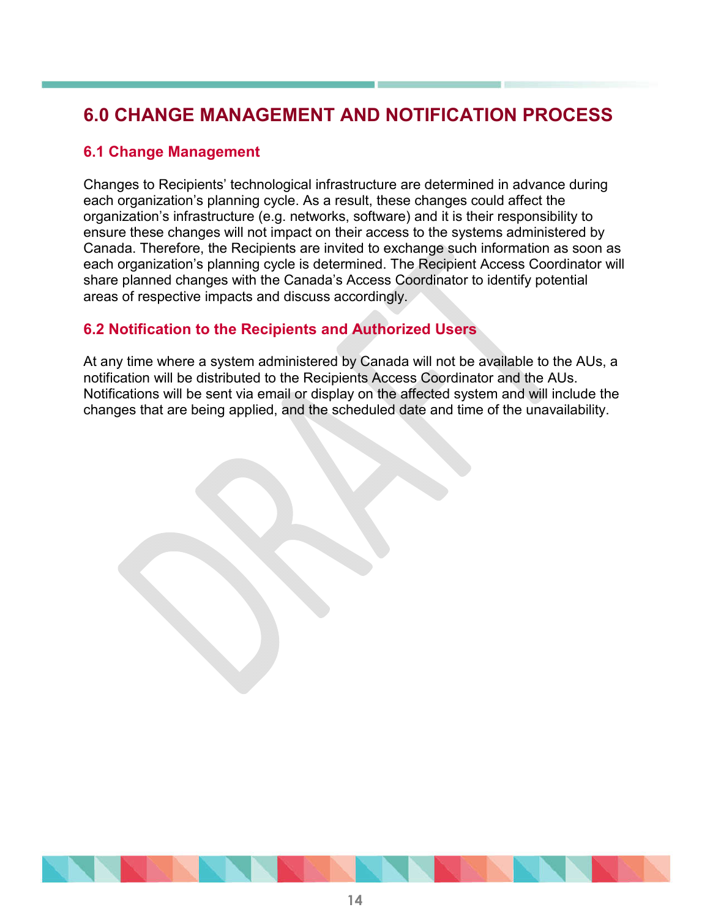# 6.0 CHANGE MANAGEMENT AND NOTIFICATION PROCESS

## 6.1 Change Management

Changes to Recipients' technological infrastructure are determined in advance during each organization's planning cycle. As a result, these changes could affect the organization's infrastructure (e.g. networks, software) and it is their responsibility to ensure these changes will not impact on their access to the systems administered by Canada. Therefore, the Recipients are invited to exchange such information as soon as each organization's planning cycle is determined. The Recipient Access Coordinator will share planned changes with the Canada's Access Coordinator to identify potential areas of respective impacts and discuss accordingly.

## 6.2 Notification to the Recipients and Authorized Users

At any time where a system administered by Canada will not be available to the AUs, a notification will be distributed to the Recipients Access Coordinator and the AUs. Notifications will be sent via email or display on the affected system and will include the changes that are being applied, and the scheduled date and time of the unavailability.